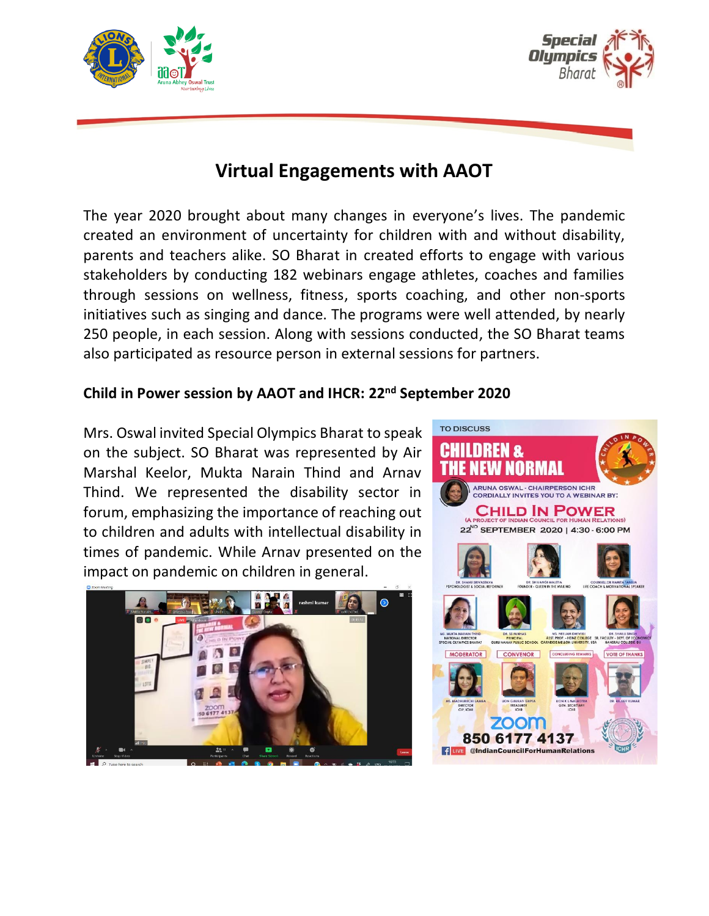# Virtual Engagements with AAOT

The year 2020 brought about many changes in everyone's lives. The pandemic created an environment of uncertainty for children with and without disability, parents and teachers alike. SO Bharat in created efforts to engage with various stakeholders by conducting 182 webinars engage athletes, coaches and families through sessions on wellness, fitness, sports coaching, and other non-sports initiatives such as singing and dance. The programs were well attended, by nearly 250 people, in each session. Along with sessions conducted, the SO Bharat teams also participated as resource person in external sessions for partners.

**Child in Power session by AAOT and IHCR: 22nd September 2020**

Mrs. Oswal invited Special Olympics Bharat to speak on the subject. SO Bharat was represented by Air Marshal Keelor, Mukta Narain Thind and Arnav Thind. We represented the disability sector in forum, emphasizing the importance of reaching out to children and adults with intellectual disability in times of pandemic. While Arnav presented on the impact on pandemic on children in general.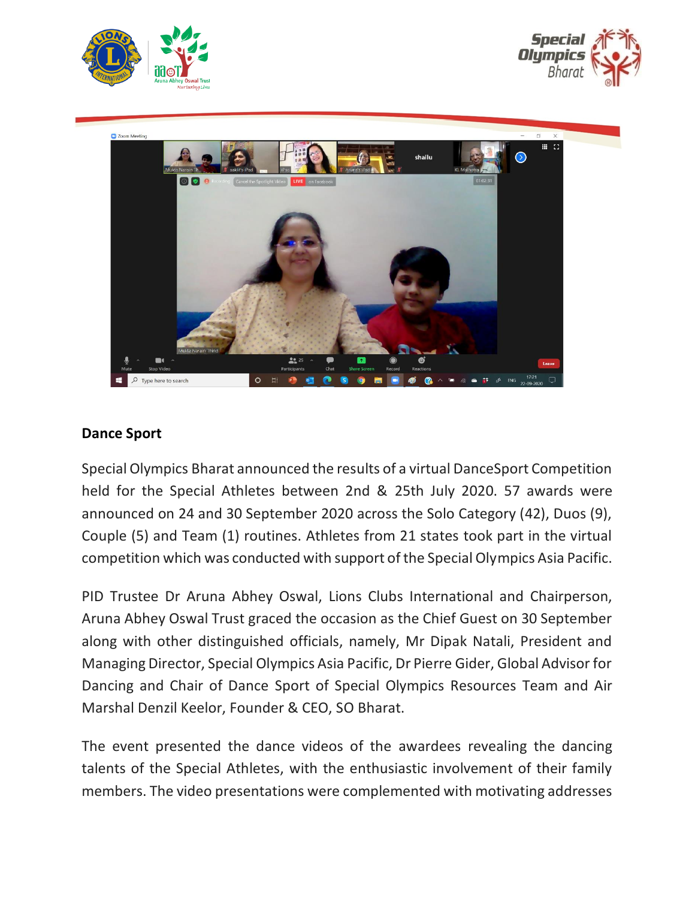## Dance Sport

Special Olympics Bharat announced the results of a virtual DanceSport Competition held for the Special Athletes between 2nd & 25th July 2020. 57 awards were announced on 24 and 30 September 2020 across the Solo Category (42), Duos (9), Couple (5) and Team (1) routines. Athletes from 21 states took part in the virtual competition which was conducted with support of the Special Olympics Asia Pacific.

PID Trustee Dr Aruna Abhey Oswal, Lions Clubs International and Chairperson, Aruna Abhey Oswal Trust graced the occasion as the Chief Guest on 30 September along with other distinguished officials, namely, Mr Dipak Natali, President and Managing Director, Special Olympics Asia Pacific, Dr Pierre Gider, Global Advisor for Dancing and Chair of Dance Sport of Special Olympics Resources Team and Air Marshal Denzil Keelor, Founder & CEO, SO Bharat.

The event presented the dance videos of the awardees revealing the dancing talents of the Special Athletes, with the enthusiastic involvement of their family members. The video presentations were complemented with motivating addresses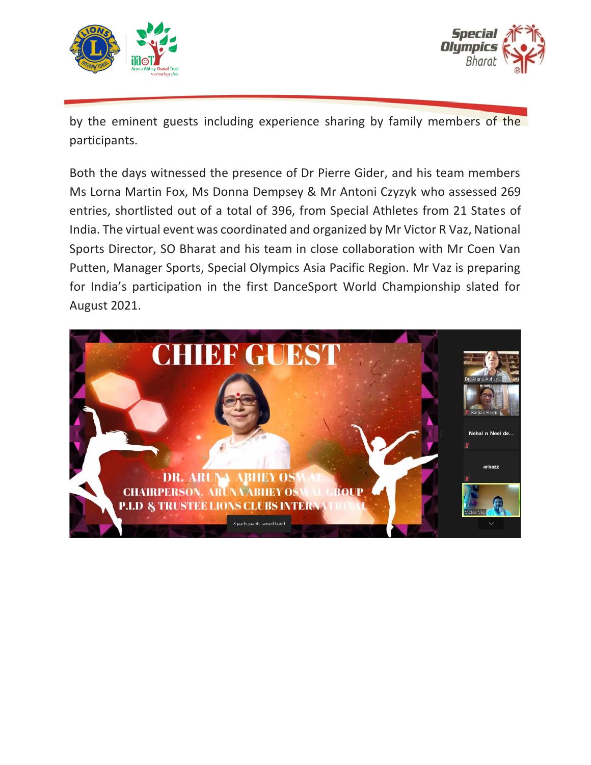by the eminent guests including experience sharing by family members of the participants.

Both the days witnessed the presence of Dr Pierre Gider, and his team members Ms Lorna Martin Fox, Ms Donna Dempsey & Mr Antoni Czyzyk who assessed 269 entries, shortlisted out of a total of 396, from Special Athletes from 21 States of India. The virtual event was coordinated and organized by Mr Victor R Vaz, National Sports Director, SO Bharat and his team in close collaboration with Mr Coen Van Putten, Manager Sports, Special Olympics Asia Pacific Region. Mr Vaz is preparing for India's participation in the first DanceSport World Championship slated for August 2021.